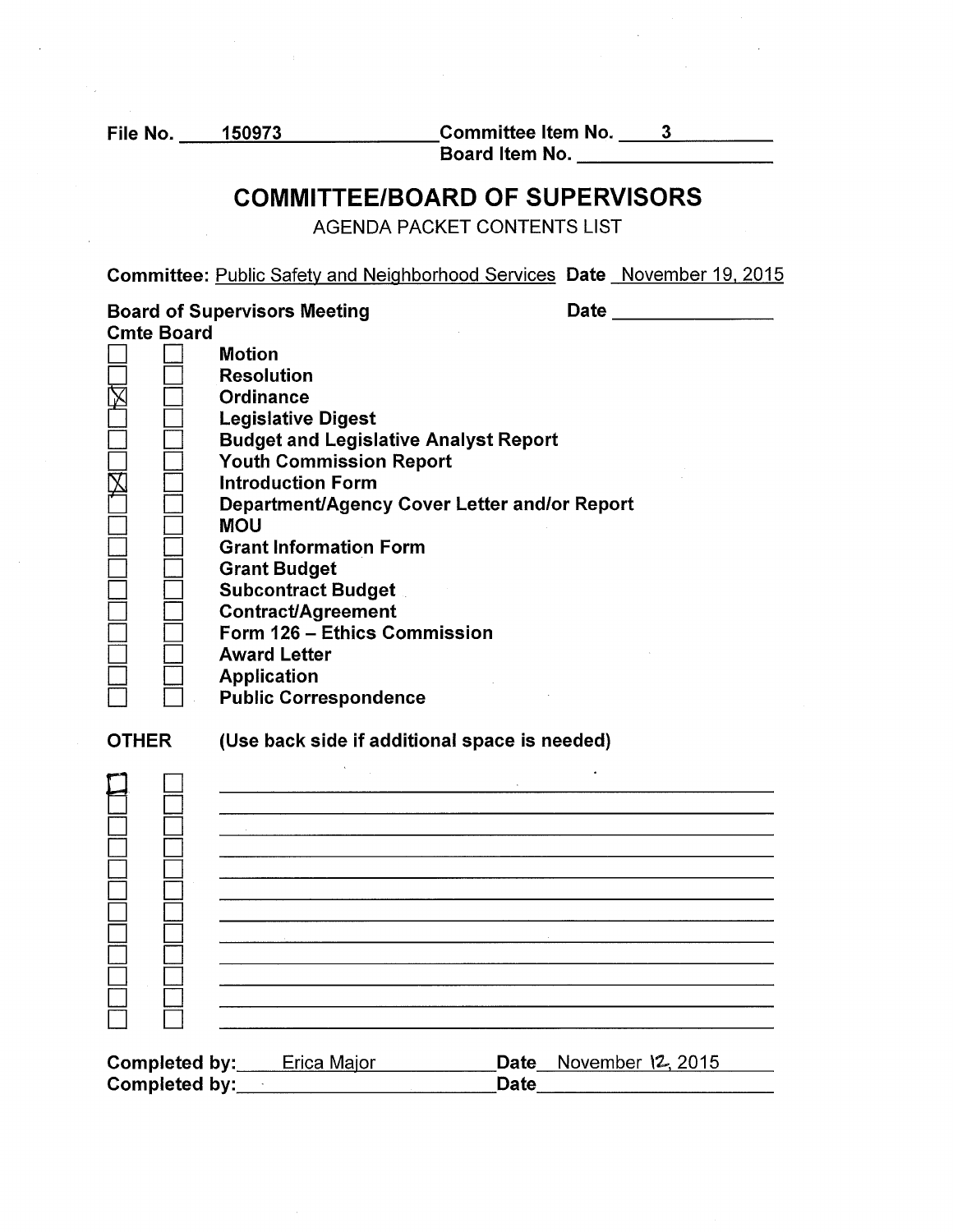File No. 150973 Committee Item No. 3
Board Item No. ______

# COMMITTEE/BOARD OF SUPERVISORS

AGENDA PACKET CONTENTS LIST

**Committee:** Public Safety and Neighborhood Services **Date** November 19, 2015

**Board of Supervisors Meeting** **Date** ______

| Cmte | Board | |
|---|---|---|
| ☐ | ☐ | **Motion** |
| ☐ | ☐ | **Resolution** |
| ☒ | ☐ | **Ordinance** |
| ☐ | ☐ | **Legislative Digest** |
| ☐ | ☐ | **Budget and Legislative Analyst Report** |
| ☐ | ☐ | **Youth Commission Report** |
| ☒ | ☐ | **Introduction Form** |
| ☐ | ☐ | **Department/Agency Cover Letter and/or Report** |
| ☐ | ☐ | **MOU** |
| ☐ | ☐ | **Grant Information Form** |
| ☐ | ☐ | **Grant Budget** |
| ☐ | ☐ | **Subcontract Budget** |
| ☐ | ☐ | **Contract/Agreement** |
| ☐ | ☐ | **Form 126 – Ethics Commission** |
| ☐ | ☐ | **Award Letter** |
| ☐ | ☐ | **Application** |
| ☐ | ☐ | **Public Correspondence** |

**OTHER** **(Use back side if additional space is needed)**

| Cmte | Board | |
|---|---|---|
| ☐ | ☐ | |
| ☐ | ☐ | |
| ☐ | ☐ | |
| ☐ | ☐ | |
| ☐ | ☐ | |
| ☐ | ☐ | |
| ☐ | ☐ | |
| ☐ | ☐ | |
| ☐ | ☐ | |
| ☐ | ☐ | |
| ☐ | ☐ | |
| ☐ | ☐ | |

**Completed by:** Erica Major **Date** November 12, 2015
**Completed by:** ______ **Date** ______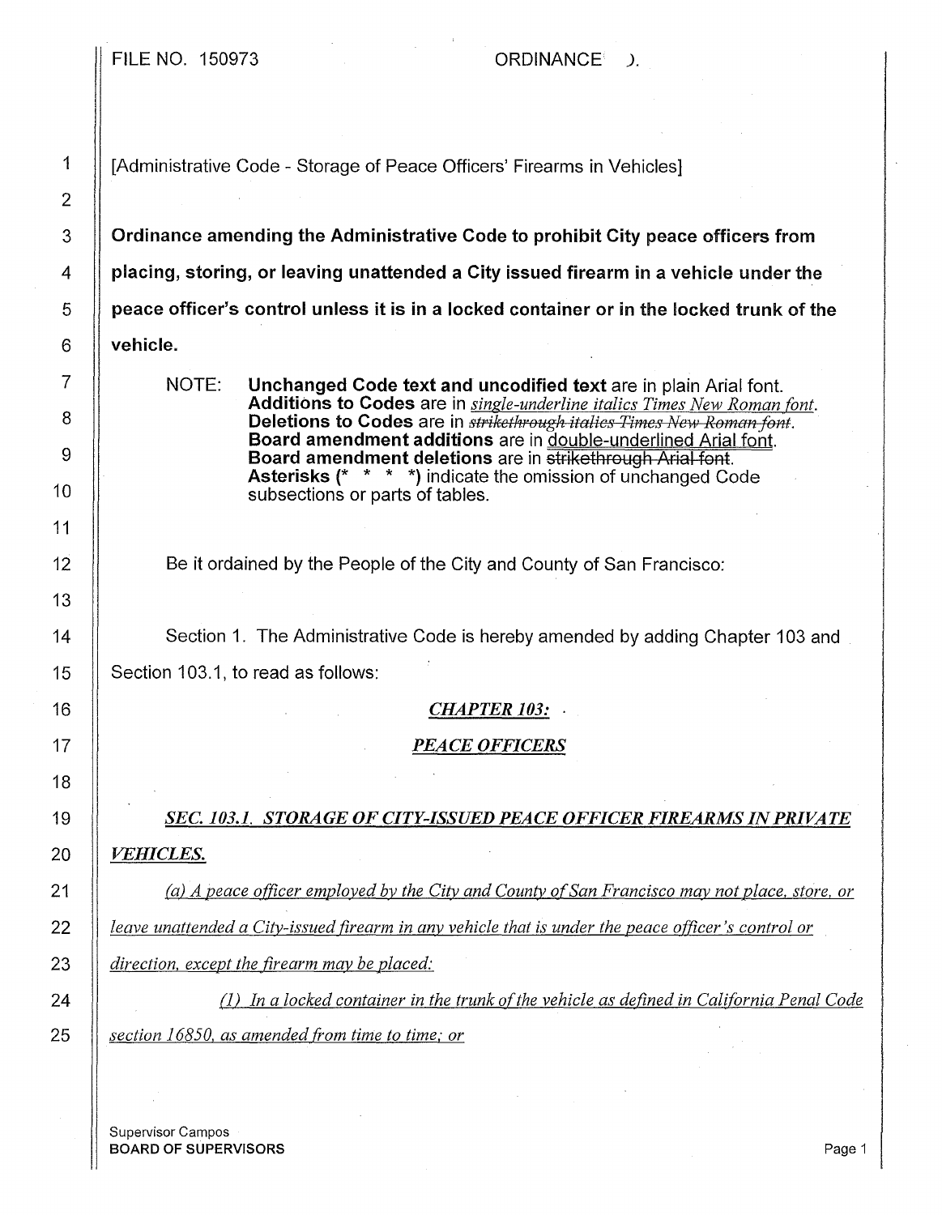FILE NO. 150973 ORDINANCE ).

[Administrative Code - Storage of Peace Officers' Firearms in Vehicles]

**Ordinance amending the Administrative Code to prohibit City peace officers from placing, storing, or leaving unattended a City issued firearm in a vehicle under the peace officer's control unless it is in a locked container or in the locked trunk of the vehicle.**

NOTE: **Unchanged Code text and uncodified text** are in plain Arial font. **Additions to Codes** are in *single-underline italics Times New Roman font*. **Deletions to Codes** are in ~~*strikethrough italics Times New Roman font*~~. **Board amendment additions** are in double-underlined Arial font. **Board amendment deletions** are in ~~strikethrough Arial font~~. **Asterisks (* * * *)** indicate the omission of unchanged Code subsections or parts of tables.

Be it ordained by the People of the City and County of San Francisco:

Section 1. The Administrative Code is hereby amended by adding Chapter 103 and Section 103.1, to read as follows:

*CHAPTER 103:*

*PEACE OFFICERS*

*SEC. 103.1. STORAGE OF CITY-ISSUED PEACE OFFICER FIREARMS IN PRIVATE VEHICLES.*

*(a) A peace officer employed by the City and County of San Francisco may not place, store, or leave unattended a City-issued firearm in any vehicle that is under the peace officer's control or direction, except the firearm may be placed:*

*(1) In a locked container in the trunk of the vehicle as defined in California Penal Code section 16850, as amended from time to time; or*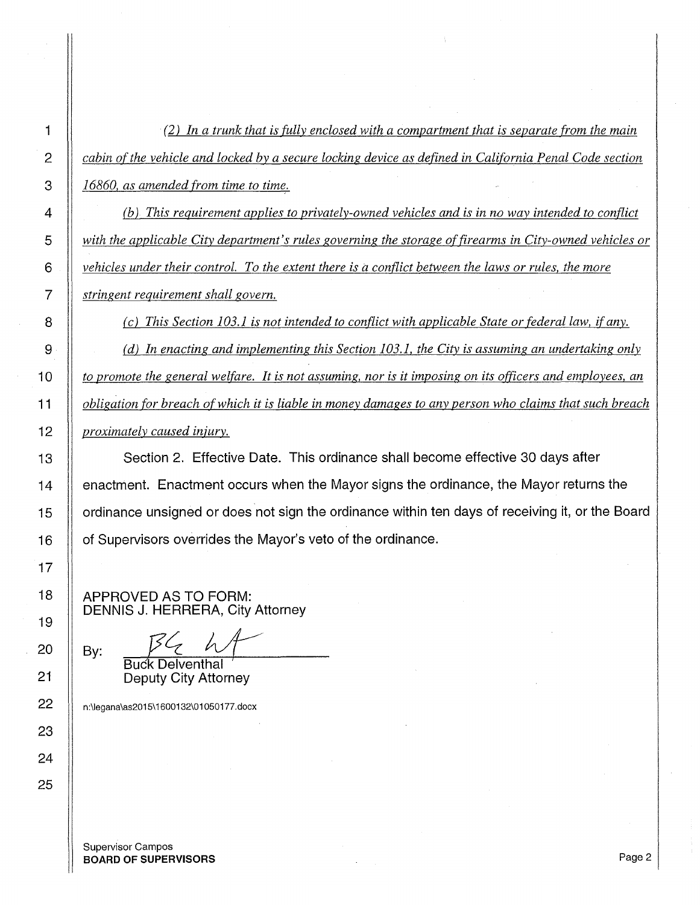*(2) In a trunk that is fully enclosed with a compartment that is separate from the main cabin of the vehicle and locked by a secure locking device as defined in California Penal Code section 16860, as amended from time to time.*

*(b) This requirement applies to privately-owned vehicles and is in no way intended to conflict with the applicable City department's rules governing the storage of firearms in City-owned vehicles or vehicles under their control. To the extent there is a conflict between the laws or rules, the more stringent requirement shall govern.*

*(c) This Section 103.1 is not intended to conflict with applicable State or federal law, if any.*

*(d) In enacting and implementing this Section 103.1, the City is assuming an undertaking only to promote the general welfare. It is not assuming, nor is it imposing on its officers and employees, an obligation for breach of which it is liable in money damages to any person who claims that such breach proximately caused injury.*

Section 2. Effective Date. This ordinance shall become effective 30 days after enactment. Enactment occurs when the Mayor signs the ordinance, the Mayor returns the ordinance unsigned or does not sign the ordinance within ten days of receiving it, or the Board of Supervisors overrides the Mayor's veto of the ordinance.

APPROVED AS TO FORM:
DENNIS J. HERRERA, City Attorney

By: ______________________
Buck Delventhal
Deputy City Attorney

n:\legana\as2015\1600132\01050177.docx

Supervisor Campos
**BOARD OF SUPERVISORS**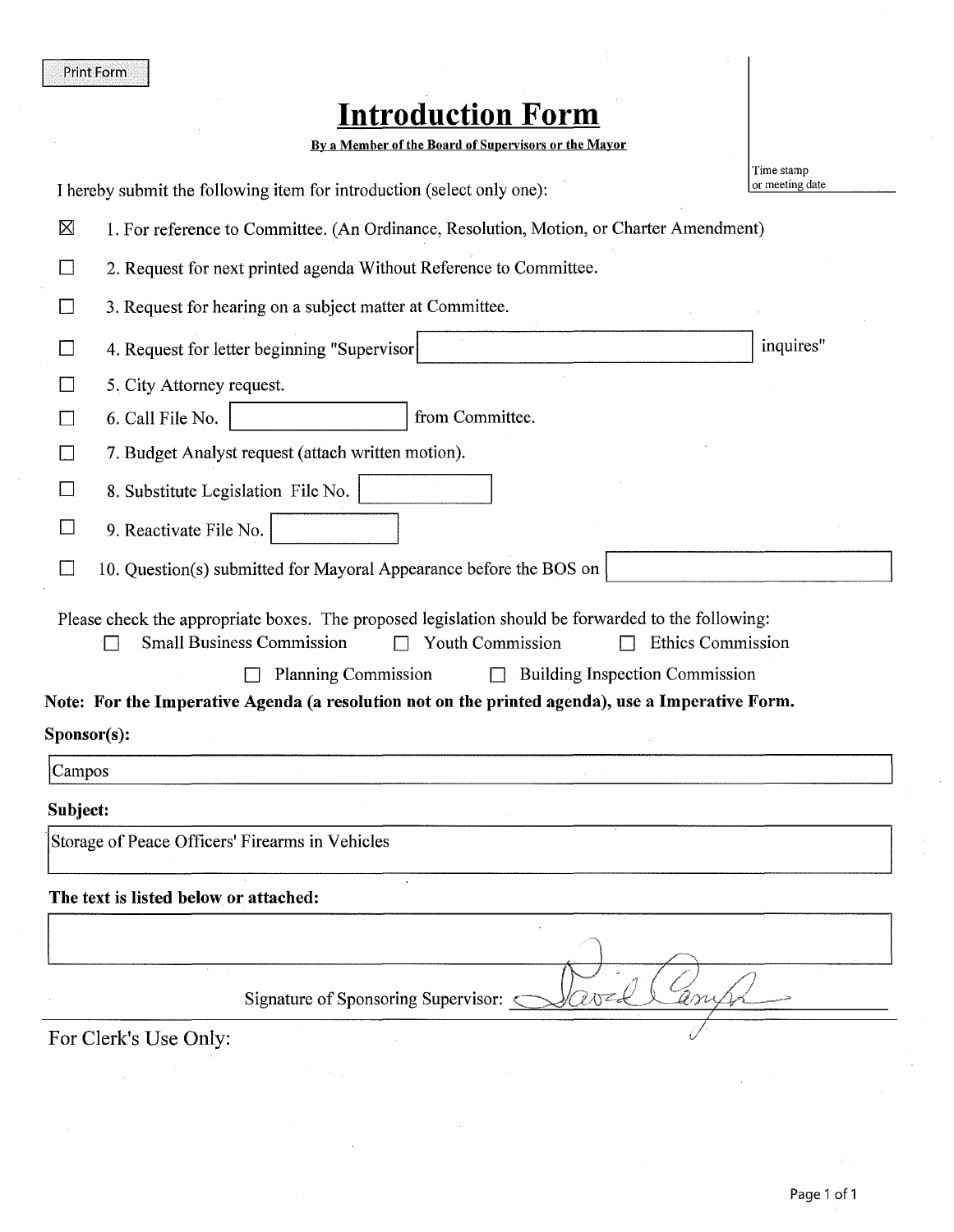Print Form

# Introduction Form

**By a Member of the Board of Supervisors or the Mayor**

Time stamp or meeting date

I hereby submit the following item for introduction (select only one):

- ☒ 1. For reference to Committee. (An Ordinance, Resolution, Motion, or Charter Amendment)
- ☐ 2. Request for next printed agenda Without Reference to Committee.
- ☐ 3. Request for hearing on a subject matter at Committee.
- ☐ 4. Request for letter beginning "Supervisor ______ inquires"
- ☐ 5. City Attorney request.
- ☐ 6. Call File No. ______ from Committee.
- ☐ 7. Budget Analyst request (attach written motion).
- ☐ 8. Substitute Legislation File No. ______
- ☐ 9. Reactivate File No. ______
- ☐ 10. Question(s) submitted for Mayoral Appearance before the BOS on ______

Please check the appropriate boxes. The proposed legislation should be forwarded to the following:

☐ Small Business Commission ☐ Youth Commission ☐ Ethics Commission

☐ Planning Commission ☐ Building Inspection Commission

**Note: For the Imperative Agenda (a resolution not on the printed agenda), use a Imperative Form.**

**Sponsor(s):**

Campos

**Subject:**

Storage of Peace Officers' Firearms in Vehicles

**The text is listed below or attached:**

Signature of Sponsoring Supervisor: David Campos

For Clerk's Use Only: